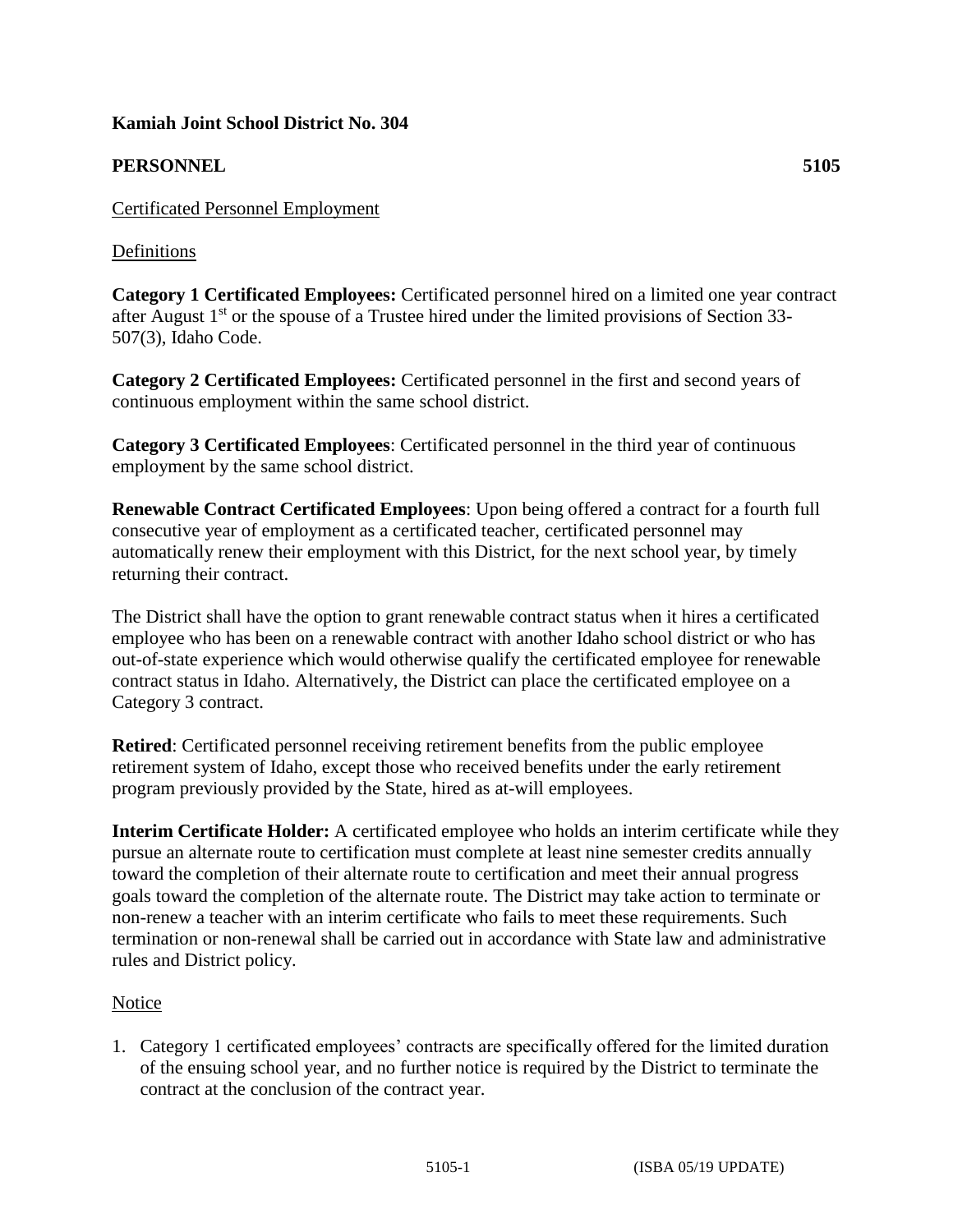**Kamiah Joint School District No. 304**

**PERSONNEL 5105**

Certificated Personnel Employment

Definitions

**Category 1 Certificated Employees:** Certificated personnel hired on a limited one year contract after August 1st or the spouse of a Trustee hired under the limited provisions of Section 33-507(3), Idaho Code.

**Category 2 Certificated Employees:** Certificated personnel in the first and second years of continuous employment within the same school district.

**Category 3 Certificated Employees**: Certificated personnel in the third year of continuous employment by the same school district.

**Renewable Contract Certificated Employees**: Upon being offered a contract for a fourth full consecutive year of employment as a certificated teacher, certificated personnel may automatically renew their employment with this District, for the next school year, by timely returning their contract.

The District shall have the option to grant renewable contract status when it hires a certificated employee who has been on a renewable contract with another Idaho school district or who has out-of-state experience which would otherwise qualify the certificated employee for renewable contract status in Idaho. Alternatively, the District can place the certificated employee on a Category 3 contract.

**Retired**: Certificated personnel receiving retirement benefits from the public employee retirement system of Idaho, except those who received benefits under the early retirement program previously provided by the State, hired as at-will employees.

**Interim Certificate Holder:** A certificated employee who holds an interim certificate while they pursue an alternate route to certification must complete at least nine semester credits annually toward the completion of their alternate route to certification and meet their annual progress goals toward the completion of the alternate route. The District may take action to terminate or non-renew a teacher with an interim certificate who fails to meet these requirements. Such termination or non-renewal shall be carried out in accordance with State law and administrative rules and District policy.

Notice

1. Category 1 certificated employees' contracts are specifically offered for the limited duration of the ensuing school year, and no further notice is required by the District to terminate the contract at the conclusion of the contract year.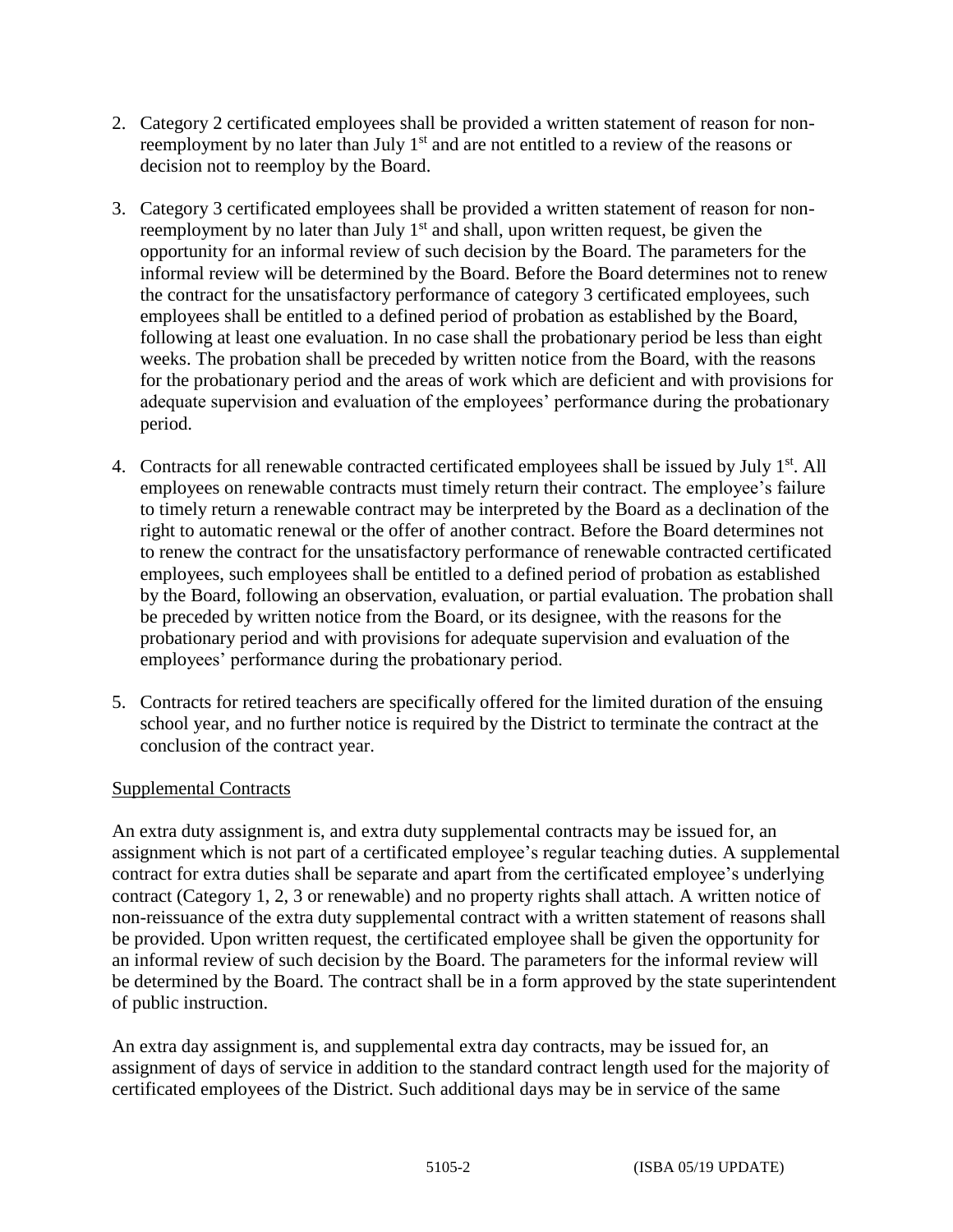2. Category 2 certificated employees shall be provided a written statement of reason for non-reemployment by no later than July 1st and are not entitled to a review of the reasons or decision not to reemploy by the Board.

3. Category 3 certificated employees shall be provided a written statement of reason for non-reemployment by no later than July 1st and shall, upon written request, be given the opportunity for an informal review of such decision by the Board. The parameters for the informal review will be determined by the Board. Before the Board determines not to renew the contract for the unsatisfactory performance of category 3 certificated employees, such employees shall be entitled to a defined period of probation as established by the Board, following at least one evaluation. In no case shall the probationary period be less than eight weeks. The probation shall be preceded by written notice from the Board, with the reasons for the probationary period and the areas of work which are deficient and with provisions for adequate supervision and evaluation of the employees' performance during the probationary period.

4. Contracts for all renewable contracted certificated employees shall be issued by July 1st. All employees on renewable contracts must timely return their contract. The employee's failure to timely return a renewable contract may be interpreted by the Board as a declination of the right to automatic renewal or the offer of another contract. Before the Board determines not to renew the contract for the unsatisfactory performance of renewable contracted certificated employees, such employees shall be entitled to a defined period of probation as established by the Board, following an observation, evaluation, or partial evaluation. The probation shall be preceded by written notice from the Board, or its designee, with the reasons for the probationary period and with provisions for adequate supervision and evaluation of the employees' performance during the probationary period.

5. Contracts for retired teachers are specifically offered for the limited duration of the ensuing school year, and no further notice is required by the District to terminate the contract at the conclusion of the contract year.

<u>Supplemental Contracts</u>

An extra duty assignment is, and extra duty supplemental contracts may be issued for, an assignment which is not part of a certificated employee's regular teaching duties. A supplemental contract for extra duties shall be separate and apart from the certificated employee's underlying contract (Category 1, 2, 3 or renewable) and no property rights shall attach. A written notice of non-reissuance of the extra duty supplemental contract with a written statement of reasons shall be provided. Upon written request, the certificated employee shall be given the opportunity for an informal review of such decision by the Board. The parameters for the informal review will be determined by the Board. The contract shall be in a form approved by the state superintendent of public instruction.

An extra day assignment is, and supplemental extra day contracts, may be issued for, an assignment of days of service in addition to the standard contract length used for the majority of certificated employees of the District. Such additional days may be in service of the same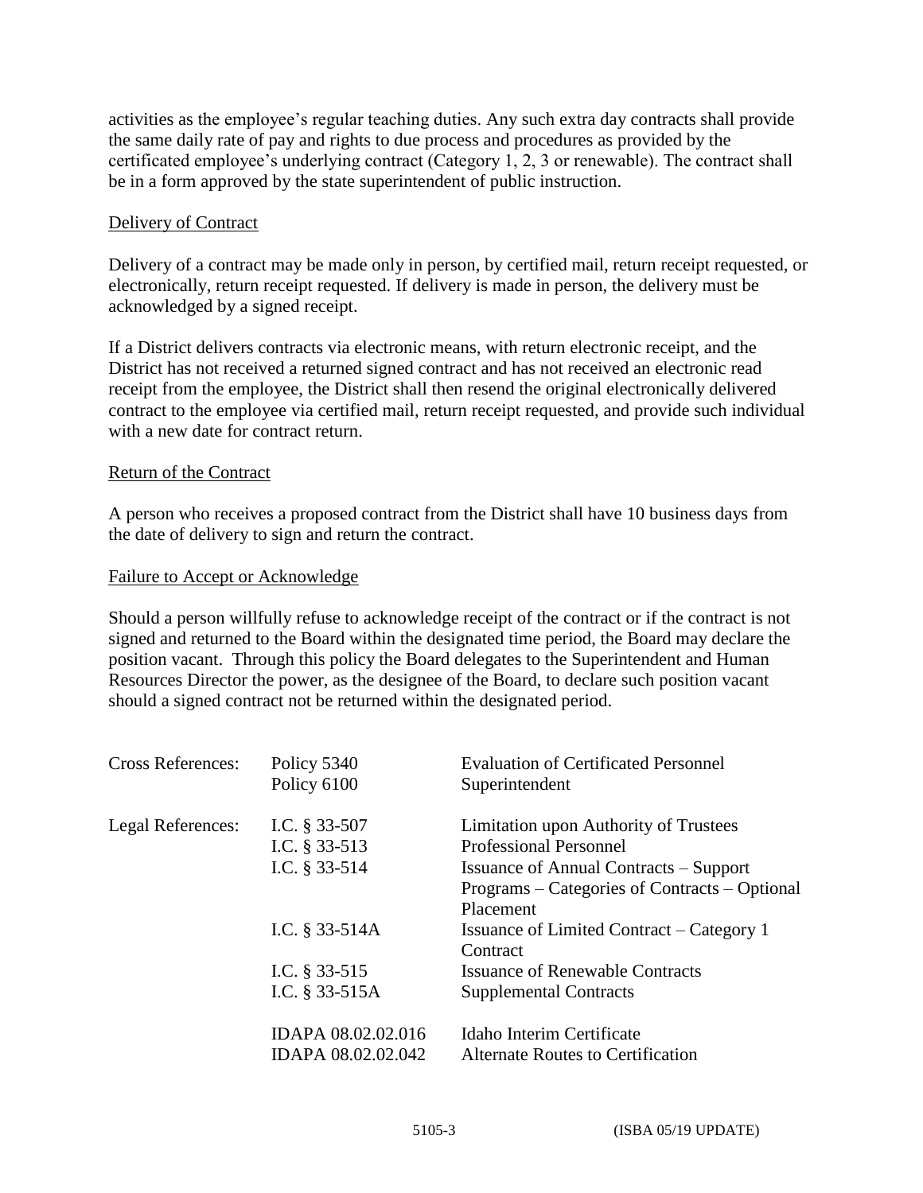activities as the employee's regular teaching duties. Any such extra day contracts shall provide the same daily rate of pay and rights to due process and procedures as provided by the certificated employee's underlying contract (Category 1, 2, 3 or renewable). The contract shall be in a form approved by the state superintendent of public instruction.

Delivery of Contract

Delivery of a contract may be made only in person, by certified mail, return receipt requested, or electronically, return receipt requested. If delivery is made in person, the delivery must be acknowledged by a signed receipt.

If a District delivers contracts via electronic means, with return electronic receipt, and the District has not received a returned signed contract and has not received an electronic read receipt from the employee, the District shall then resend the original electronically delivered contract to the employee via certified mail, return receipt requested, and provide such individual with a new date for contract return.

Return of the Contract

A person who receives a proposed contract from the District shall have 10 business days from the date of delivery to sign and return the contract.

Failure to Accept or Acknowledge

Should a person willfully refuse to acknowledge receipt of the contract or if the contract is not signed and returned to the Board within the designated time period, the Board may declare the position vacant. Through this policy the Board delegates to the Superintendent and Human Resources Director the power, as the designee of the Board, to declare such position vacant should a signed contract not be returned within the designated period.

| | | |
|---|---|---|
| Cross References: | Policy 5340 | Evaluation of Certificated Personnel |
| | Policy 6100 | Superintendent |
| Legal References: | I.C. § 33-507 | Limitation upon Authority of Trustees |
| | I.C. § 33-513 | Professional Personnel |
| | I.C. § 33-514 | Issuance of Annual Contracts – Support Programs – Categories of Contracts – Optional Placement |
| | I.C. § 33-514A | Issuance of Limited Contract – Category 1 Contract |
| | I.C. § 33-515 | Issuance of Renewable Contracts |
| | I.C. § 33-515A | Supplemental Contracts |
| | IDAPA 08.02.02.016 | Idaho Interim Certificate |
| | IDAPA 08.02.02.042 | Alternate Routes to Certification |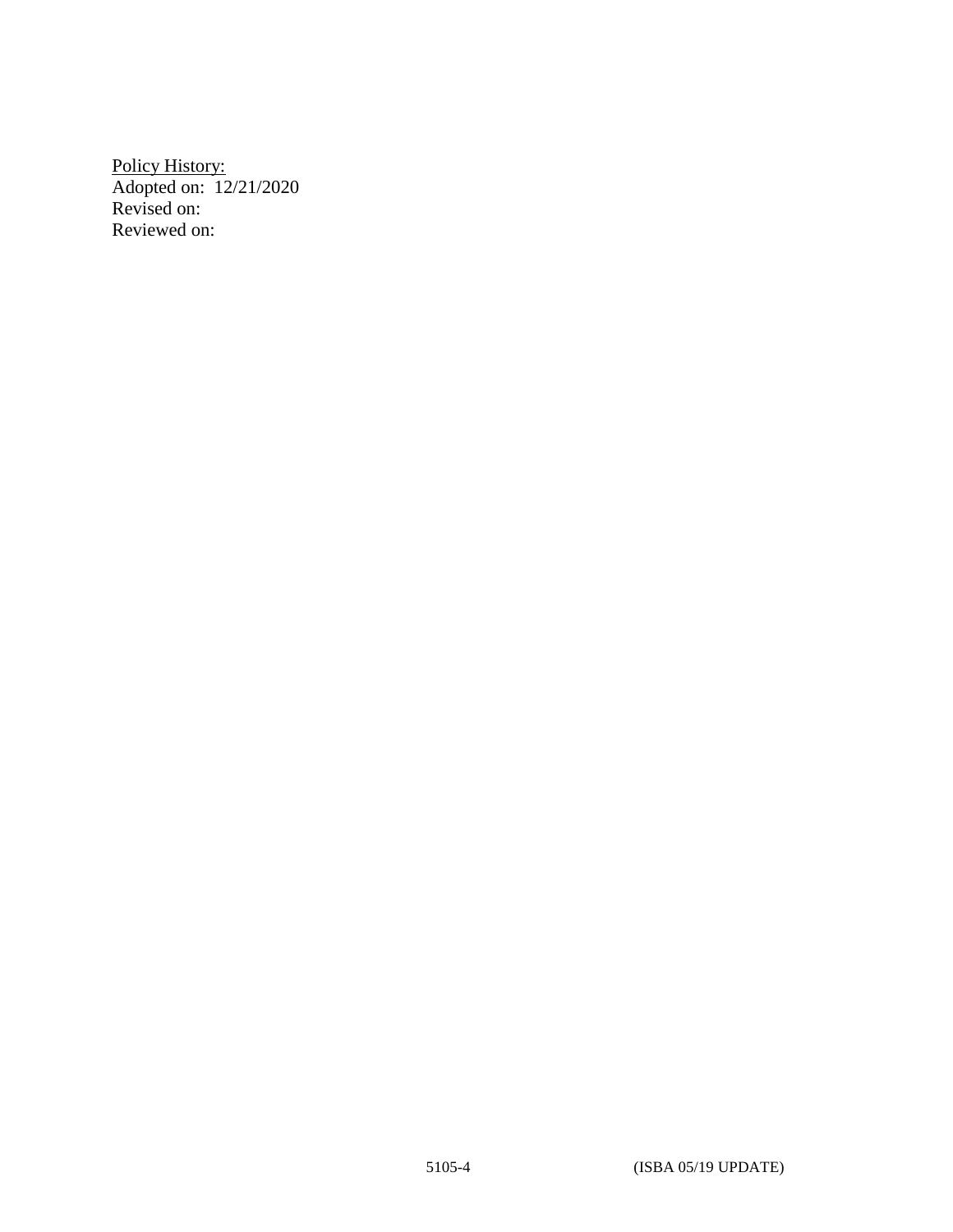Policy History:
Adopted on: 12/21/2020
Revised on:
Reviewed on: